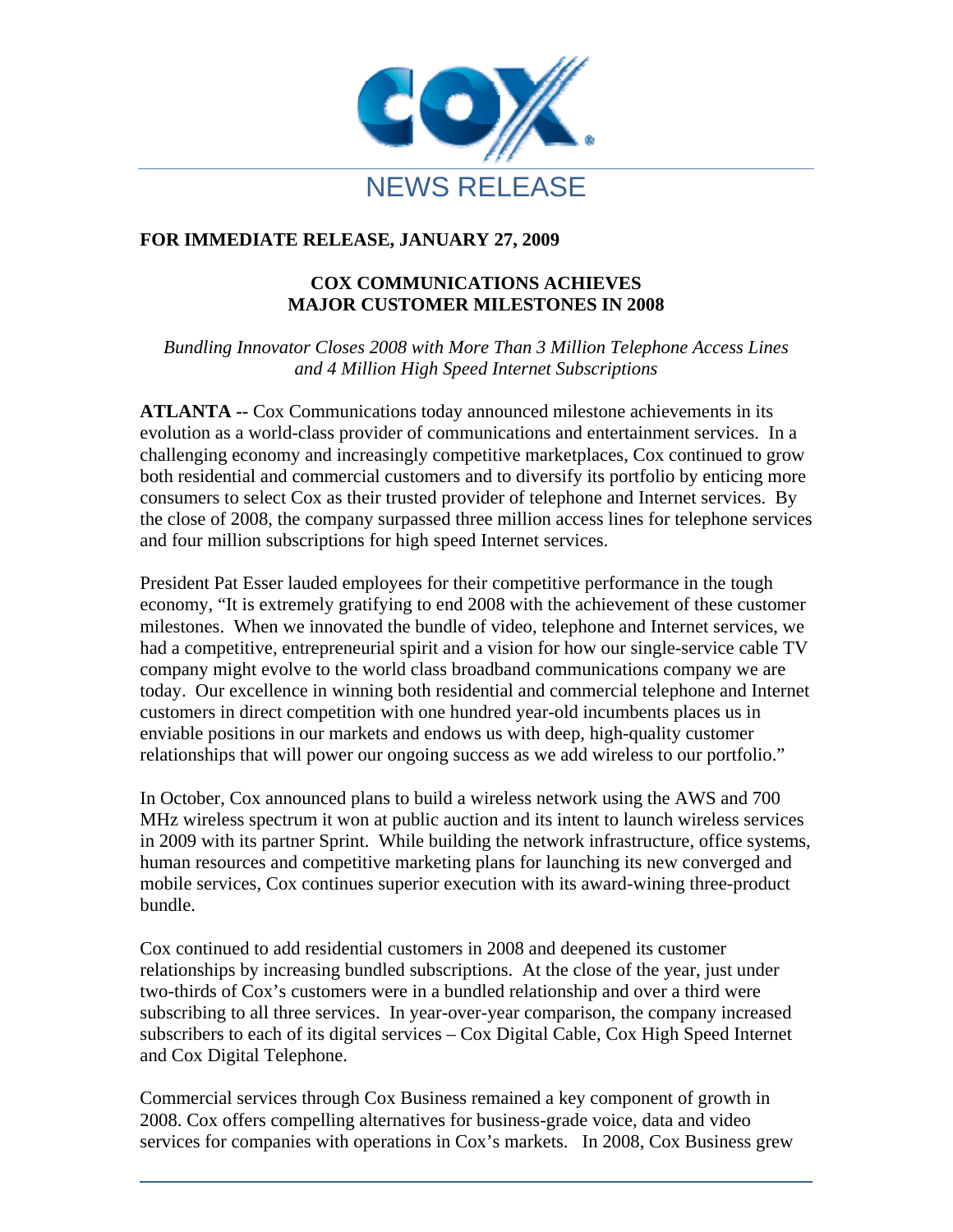NEWS RELEASE

**FOR IMMEDIATE RELEASE, JANUARY 27, 2009**

# COX COMMUNICATIONS ACHIEVES MAJOR CUSTOMER MILESTONES IN 2008

*Bundling Innovator Closes 2008 with More Than 3 Million Telephone Access Lines and 4 Million High Speed Internet Subscriptions*

**ATLANTA --** Cox Communications today announced milestone achievements in its evolution as a world-class provider of communications and entertainment services. In a challenging economy and increasingly competitive marketplaces, Cox continued to grow both residential and commercial customers and to diversify its portfolio by enticing more consumers to select Cox as their trusted provider of telephone and Internet services. By the close of 2008, the company surpassed three million access lines for telephone services and four million subscriptions for high speed Internet services.

President Pat Esser lauded employees for their competitive performance in the tough economy, "It is extremely gratifying to end 2008 with the achievement of these customer milestones. When we innovated the bundle of video, telephone and Internet services, we had a competitive, entrepreneurial spirit and a vision for how our single-service cable TV company might evolve to the world class broadband communications company we are today. Our excellence in winning both residential and commercial telephone and Internet customers in direct competition with one hundred year-old incumbents places us in enviable positions in our markets and endows us with deep, high-quality customer relationships that will power our ongoing success as we add wireless to our portfolio."

In October, Cox announced plans to build a wireless network using the AWS and 700 MHz wireless spectrum it won at public auction and its intent to launch wireless services in 2009 with its partner Sprint. While building the network infrastructure, office systems, human resources and competitive marketing plans for launching its new converged and mobile services, Cox continues superior execution with its award-wining three-product bundle.

Cox continued to add residential customers in 2008 and deepened its customer relationships by increasing bundled subscriptions. At the close of the year, just under two-thirds of Cox's customers were in a bundled relationship and over a third were subscribing to all three services. In year-over-year comparison, the company increased subscribers to each of its digital services – Cox Digital Cable, Cox High Speed Internet and Cox Digital Telephone.

Commercial services through Cox Business remained a key component of growth in 2008. Cox offers compelling alternatives for business-grade voice, data and video services for companies with operations in Cox's markets. In 2008, Cox Business grew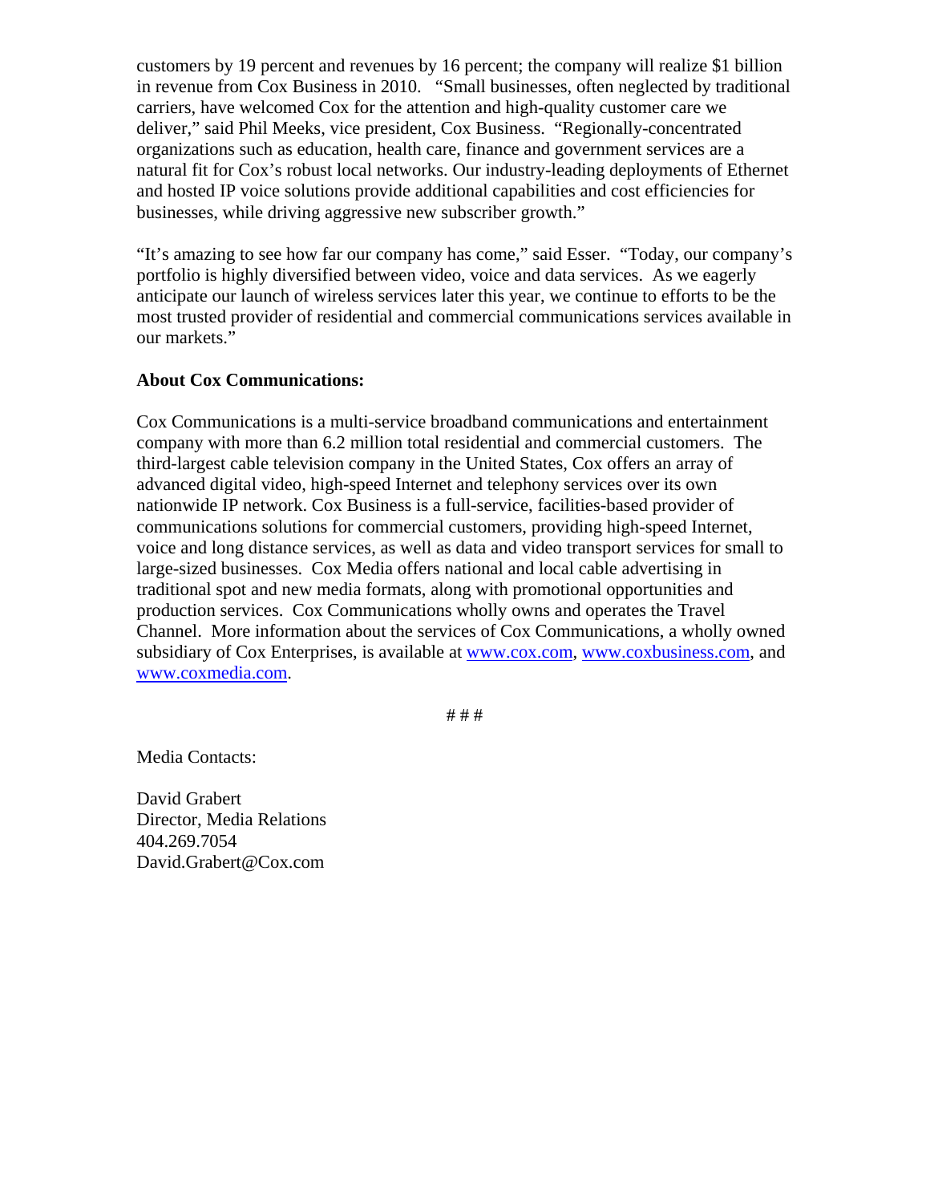customers by 19 percent and revenues by 16 percent; the company will realize $1 billion in revenue from Cox Business in 2010. "Small businesses, often neglected by traditional carriers, have welcomed Cox for the attention and high-quality customer care we deliver," said Phil Meeks, vice president, Cox Business. "Regionally-concentrated organizations such as education, health care, finance and government services are a natural fit for Cox's robust local networks. Our industry-leading deployments of Ethernet and hosted IP voice solutions provide additional capabilities and cost efficiencies for businesses, while driving aggressive new subscriber growth."

"It's amazing to see how far our company has come," said Esser. "Today, our company's portfolio is highly diversified between video, voice and data services. As we eagerly anticipate our launch of wireless services later this year, we continue to efforts to be the most trusted provider of residential and commercial communications services available in our markets."

**About Cox Communications:**

Cox Communications is a multi-service broadband communications and entertainment company with more than 6.2 million total residential and commercial customers. The third-largest cable television company in the United States, Cox offers an array of advanced digital video, high-speed Internet and telephony services over its own nationwide IP network. Cox Business is a full-service, facilities-based provider of communications solutions for commercial customers, providing high-speed Internet, voice and long distance services, as well as data and video transport services for small to large-sized businesses. Cox Media offers national and local cable advertising in traditional spot and new media formats, along with promotional opportunities and production services. Cox Communications wholly owns and operates the Travel Channel. More information about the services of Cox Communications, a wholly owned subsidiary of Cox Enterprises, is available at www.cox.com, www.coxbusiness.com, and www.coxmedia.com.

# # #

Media Contacts:

David Grabert
Director, Media Relations
404.269.7054
David.Grabert@Cox.com